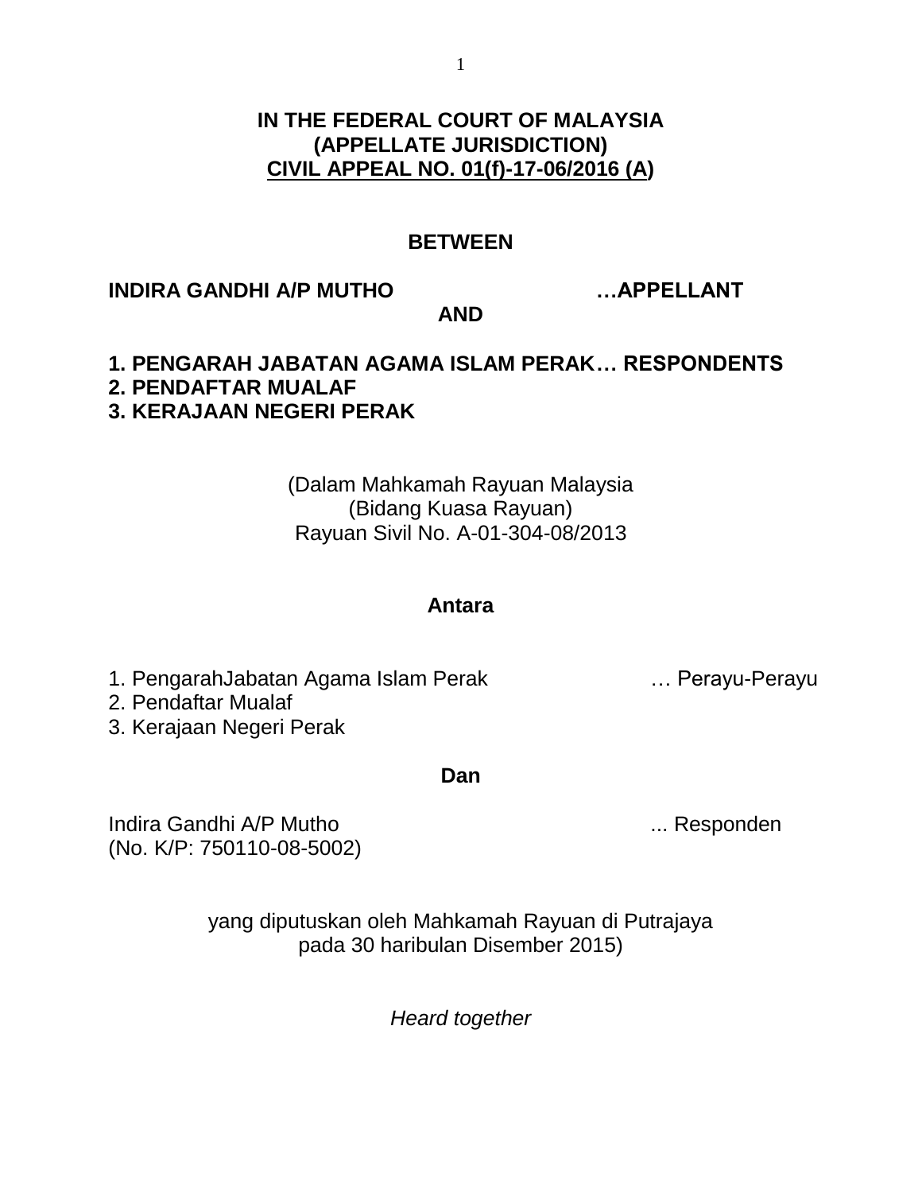**IN THE FEDERAL COURT OF MALAYSIA**
**(APPELLATE JURISDICTION)**
**CIVIL APPEAL NO. 01(f)-17-06/2016 (A)**

**BETWEEN**

**INDIRA GANDHI A/P MUTHO …APPELLANT**

**AND**

**1. PENGARAH JABATAN AGAMA ISLAM PERAK… RESPONDENTS**
**2. PENDAFTAR MUALAF**
**3. KERAJAAN NEGERI PERAK**

(Dalam Mahkamah Rayuan Malaysia
(Bidang Kuasa Rayuan)
Rayuan Sivil No. A-01-304-08/2013

**Antara**

1. PengarahJabatan Agama Islam Perak … Perayu-Perayu
2. Pendaftar Mualaf
3. Kerajaan Negeri Perak

**Dan**

Indira Gandhi A/P Mutho ... Responden
(No. K/P: 750110-08-5002)

yang diputuskan oleh Mahkamah Rayuan di Putrajaya
pada 30 haribulan Disember 2015)

*Heard together*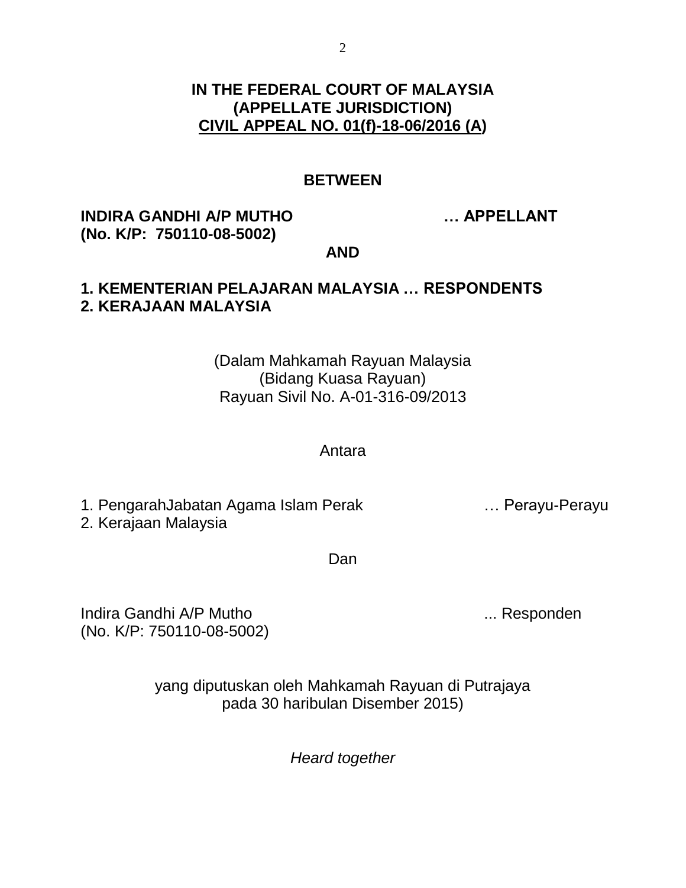**IN THE FEDERAL COURT OF MALAYSIA**
**(APPELLATE JURISDICTION)**
**CIVIL APPEAL NO. 01(f)-18-06/2016 (A)**

**BETWEEN**

**INDIRA GANDHI A/P MUTHO** **… APPELLANT**
**(No. K/P: 750110-08-5002)**

**AND**

**1. KEMENTERIAN PELAJARAN MALAYSIA … RESPONDENTS**
**2. KERAJAAN MALAYSIA**

(Dalam Mahkamah Rayuan Malaysia
(Bidang Kuasa Rayuan)
Rayuan Sivil No. A-01-316-09/2013

Antara

1. PengarahJabatan Agama Islam Perak … Perayu-Perayu
2. Kerajaan Malaysia

Dan

Indira Gandhi A/P Mutho ... Responden
(No. K/P: 750110-08-5002)

yang diputuskan oleh Mahkamah Rayuan di Putrajaya
pada 30 haribulan Disember 2015)

*Heard together*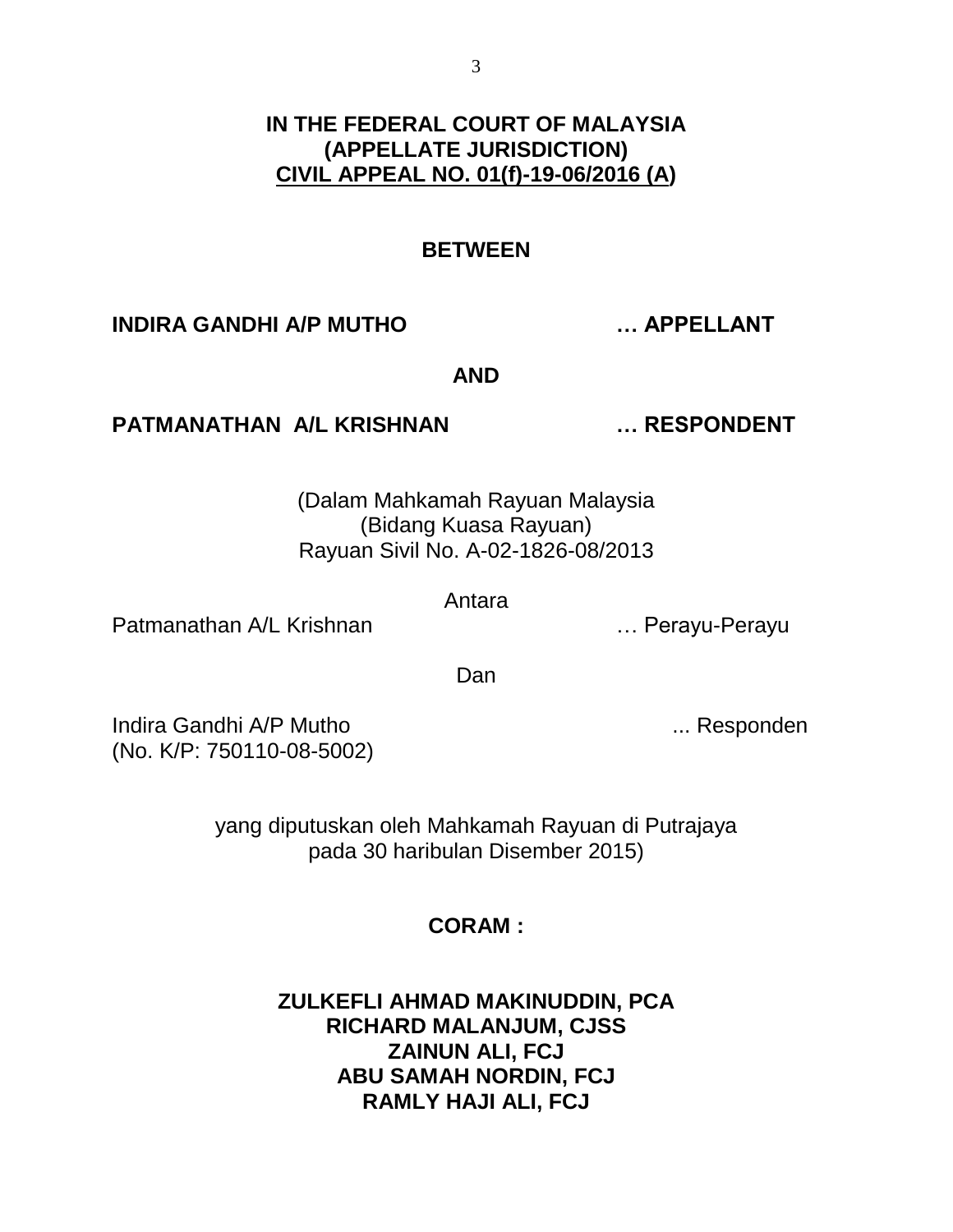**IN THE FEDERAL COURT OF MALAYSIA**
**(APPELLATE JURISDICTION)**
**CIVIL APPEAL NO. 01(f)-19-06/2016 (A)**

**BETWEEN**

**INDIRA GANDHI A/P MUTHO … APPELLANT**

**AND**

**PATMANATHAN A/L KRISHNAN … RESPONDENT**

(Dalam Mahkamah Rayuan Malaysia
(Bidang Kuasa Rayuan)
Rayuan Sivil No. A-02-1826-08/2013

Antara

Patmanathan A/L Krishnan … Perayu-Perayu

Dan

Indira Gandhi A/P Mutho ... Responden
(No. K/P: 750110-08-5002)

yang diputuskan oleh Mahkamah Rayuan di Putrajaya
pada 30 haribulan Disember 2015)

**CORAM :**

**ZULKEFLI AHMAD MAKINUDDIN, PCA**
**RICHARD MALANJUM, CJSS**
**ZAINUN ALI, FCJ**
**ABU SAMAH NORDIN, FCJ**
**RAMLY HAJI ALI, FCJ**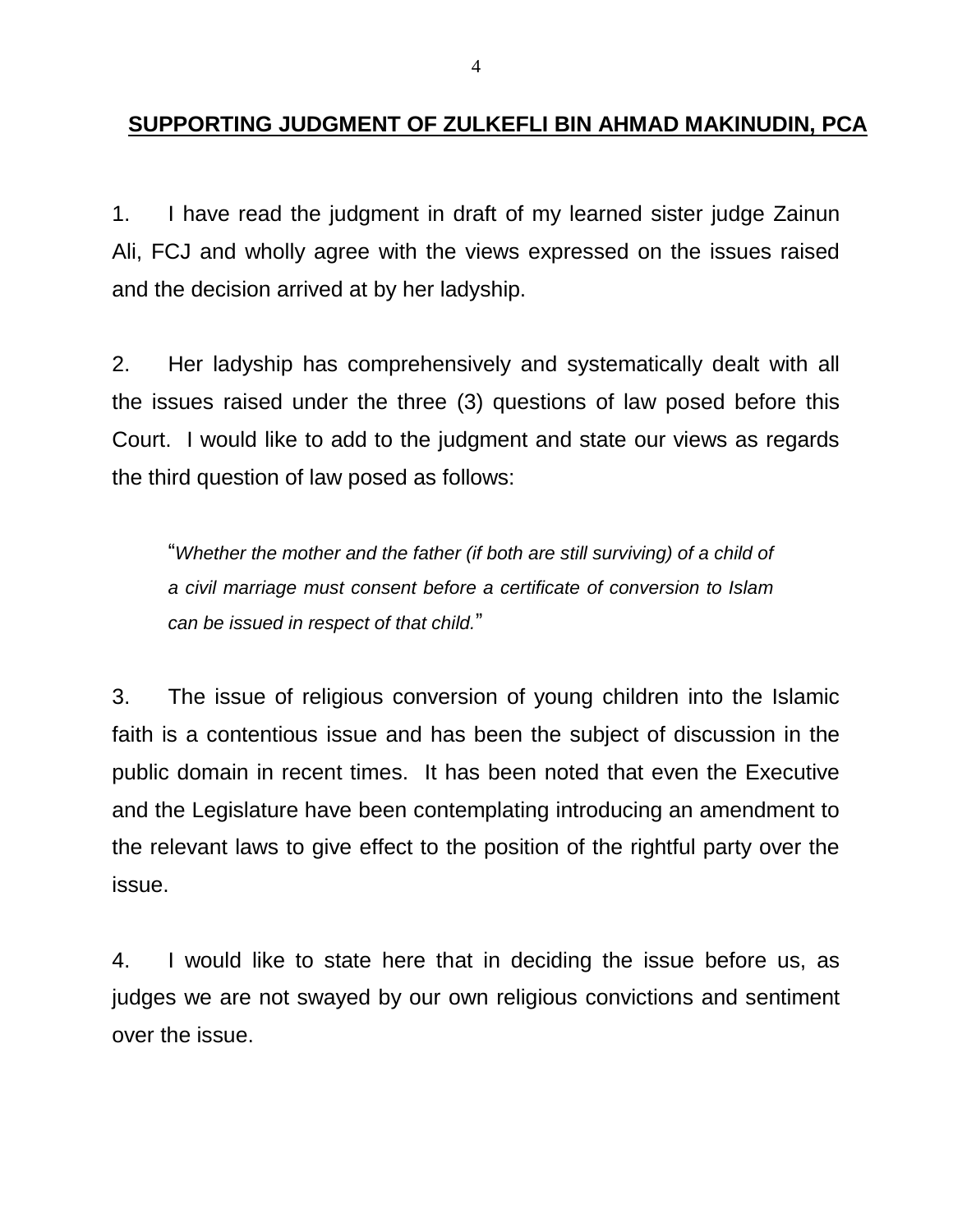## SUPPORTING JUDGMENT OF ZULKEFLI BIN AHMAD MAKINUDIN, PCA

1. I have read the judgment in draft of my learned sister judge Zainun Ali, FCJ and wholly agree with the views expressed on the issues raised and the decision arrived at by her ladyship.

2. Her ladyship has comprehensively and systematically dealt with all the issues raised under the three (3) questions of law posed before this Court. I would like to add to the judgment and state our views as regards the third question of law posed as follows:

> "*Whether the mother and the father (if both are still surviving) of a child of a civil marriage must consent before a certificate of conversion to Islam can be issued in respect of that child.*"

3. The issue of religious conversion of young children into the Islamic faith is a contentious issue and has been the subject of discussion in the public domain in recent times. It has been noted that even the Executive and the Legislature have been contemplating introducing an amendment to the relevant laws to give effect to the position of the rightful party over the issue.

4. I would like to state here that in deciding the issue before us, as judges we are not swayed by our own religious convictions and sentiment over the issue.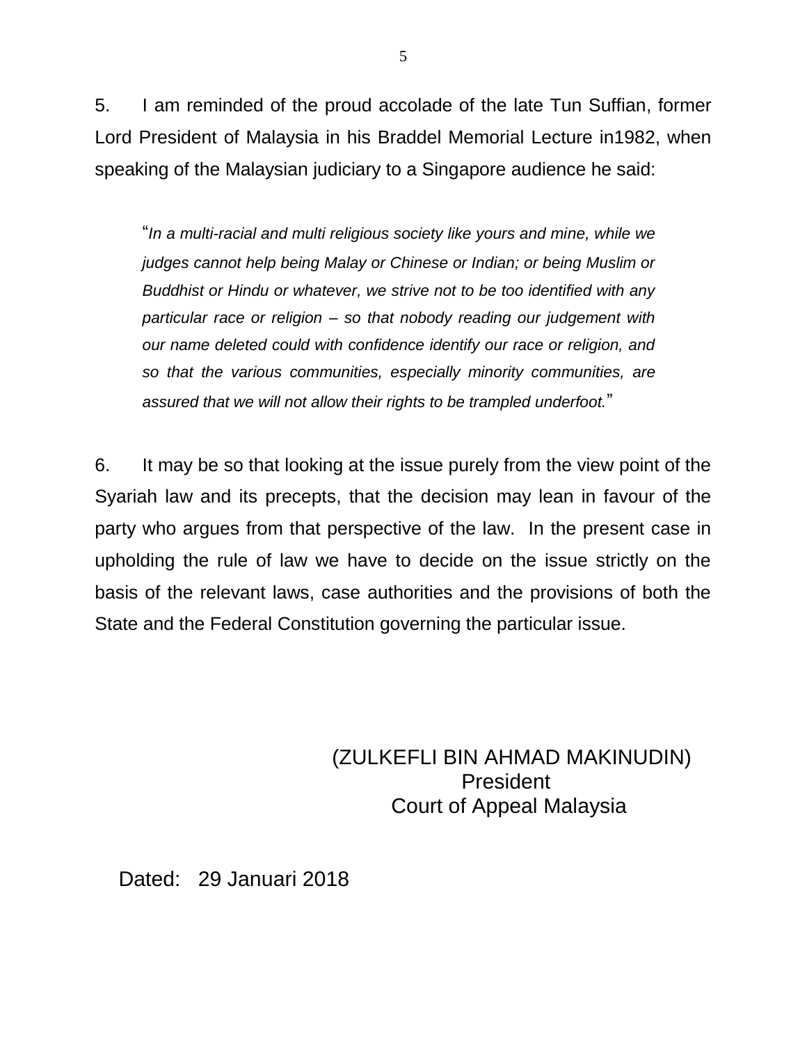5. I am reminded of the proud accolade of the late Tun Suffian, former Lord President of Malaysia in his Braddel Memorial Lecture in1982, when speaking of the Malaysian judiciary to a Singapore audience he said:

> "*In a multi-racial and multi religious society like yours and mine, while we judges cannot help being Malay or Chinese or Indian; or being Muslim or Buddhist or Hindu or whatever, we strive not to be too identified with any particular race or religion – so that nobody reading our judgement with our name deleted could with confidence identify our race or religion, and so that the various communities, especially minority communities, are assured that we will not allow their rights to be trampled underfoot.*"

6. It may be so that looking at the issue purely from the view point of the Syariah law and its precepts, that the decision may lean in favour of the party who argues from that perspective of the law. In the present case in upholding the rule of law we have to decide on the issue strictly on the basis of the relevant laws, case authorities and the provisions of both the State and the Federal Constitution governing the particular issue.

(ZULKEFLI BIN AHMAD MAKINUDIN)
President
Court of Appeal Malaysia

Dated: 29 Januari 2018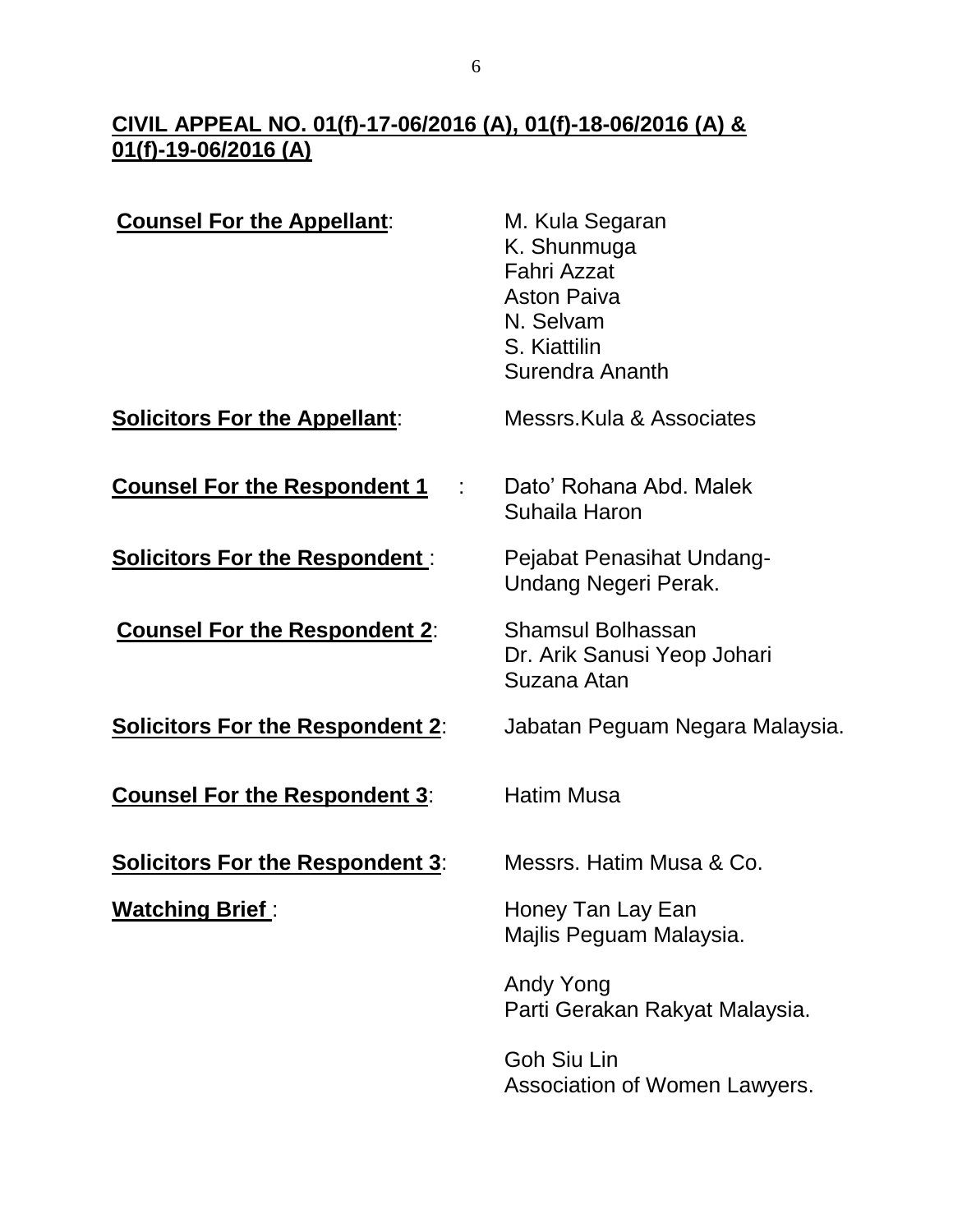**<u>CIVIL APPEAL NO. 01(f)-17-06/2016 (A), 01(f)-18-06/2016 (A) & 01(f)-19-06/2016 (A)</u>**

| | |
|---|---|
| **<u>Counsel For the Appellant</u>**: | M. Kula Segaran<br>K. Shunmuga<br>Fahri Azzat<br>Aston Paiva<br>N. Selvam<br>S. Kiattilin<br>Surendra Ananth |
| **<u>Solicitors For the Appellant</u>**: | Messrs.Kula & Associates |
| **<u>Counsel For the Respondent 1</u>** : | Dato' Rohana Abd. Malek<br>Suhaila Haron |
| **<u>Solicitors For the Respondent</u>** : | Pejabat Penasihat Undang-Undang Negeri Perak. |
| **<u>Counsel For the Respondent 2</u>**: | Shamsul Bolhassan<br>Dr. Arik Sanusi Yeop Johari<br>Suzana Atan |
| **<u>Solicitors For the Respondent 2</u>**: | Jabatan Peguam Negara Malaysia. |
| **<u>Counsel For the Respondent 3</u>**: | Hatim Musa |
| **<u>Solicitors For the Respondent 3</u>**: | Messrs. Hatim Musa & Co. |
| **<u>Watching Brief</u>** : | Honey Tan Lay Ean<br>Majlis Peguam Malaysia.<br><br>Andy Yong<br>Parti Gerakan Rakyat Malaysia.<br><br>Goh Siu Lin<br>Association of Women Lawyers. |